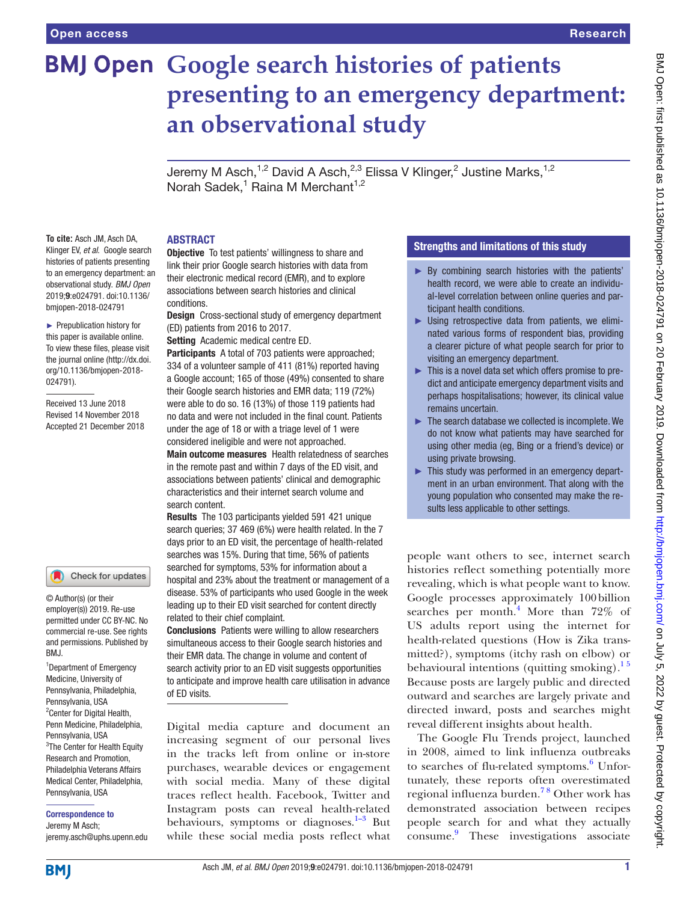# Google search histories of patients presenting to an emergency department: an observational study

Jeremy M Asch,[1,2] David A Asch,[2,3] Elissa V Klinger,[2] Justine Marks,[1,2] Norah Sadek,[1] Raina M Merchant[1,2]

**To cite:** Asch JM, Asch DA, Klinger EV, *et al*. Google search histories of patients presenting to an emergency department: an observational study. *BMJ Open* 2019;**9**:e024791. doi:10.1136/bmjopen-2018-024791

► Prepublication history for this paper is available online. To view these files, please visit the journal online (http://dx.doi.org/10.1136/bmjopen-2018-024791).

Received 13 June 2018
Revised 14 November 2018
Accepted 21 December 2018

© Author(s) (or their employer(s)) 2019. Re-use permitted under CC BY-NC. No commercial re-use. See rights and permissions. Published by BMJ.

[1]Department of Emergency Medicine, University of Pennsylvania, Philadelphia, Pennsylvania, USA
[2]Center for Digital Health, Penn Medicine, Philadelphia, Pennsylvania, USA
[3]The Center for Health Equity Research and Promotion, Philadelphia Veterans Affairs Medical Center, Philadelphia, Pennsylvania, USA

**Correspondence to**
Jeremy M Asch;
jeremy.asch@uphs.upenn.edu

## ABSTRACT

**Objective** To test patients' willingness to share and link their prior Google search histories with data from their electronic medical record (EMR), and to explore associations between search histories and clinical conditions.

**Design** Cross-sectional study of emergency department (ED) patients from 2016 to 2017.

**Setting** Academic medical centre ED.

**Participants** A total of 703 patients were approached; 334 of a volunteer sample of 411 (81%) reported having a Google account; 165 of those (49%) consented to share their Google search histories and EMR data; 119 (72%) were able to do so. 16 (13%) of those 119 patients had no data and were not included in the final count. Patients under the age of 18 or with a triage level of 1 were considered ineligible and were not approached.

**Main outcome measures** Health relatedness of searches in the remote past and within 7 days of the ED visit, and associations between patients' clinical and demographic characteristics and their internet search volume and search content.

**Results** The 103 participants yielded 591 421 unique search queries; 37 469 (6%) were health related. In the 7 days prior to an ED visit, the percentage of health-related searches was 15%. During that time, 56% of patients searched for symptoms, 53% for information about a hospital and 23% about the treatment or management of a disease. 53% of participants who used Google in the week leading up to their ED visit searched for content directly related to their chief complaint.

**Conclusions** Patients were willing to allow researchers simultaneous access to their Google search histories and their EMR data. The change in volume and content of search activity prior to an ED visit suggests opportunities to anticipate and improve health care utilisation in advance of ED visits.

## Strengths and limitations of this study

- ► By combining search histories with the patients' health record, we were able to create an individual-level correlation between online queries and participant health conditions.
- ► Using retrospective data from patients, we eliminated various forms of respondent bias, providing a clearer picture of what people search for prior to visiting an emergency department.
- ► This is a novel data set which offers promise to predict and anticipate emergency department visits and perhaps hospitalisations; however, its clinical value remains uncertain.
- ► The search database we collected is incomplete. We do not know what patients may have searched for using other media (eg, Bing or a friend's device) or using private browsing.
- ► This study was performed in an emergency department in an urban environment. That along with the young population who consented may make the results less applicable to other settings.

Digital media capture and document an increasing segment of our personal lives in the tracks left from online or in-store purchases, wearable devices or engagement with social media. Many of these digital traces reflect health. Facebook, Twitter and Instagram posts can reveal health-related behaviours, symptoms or diagnoses.[1–3] But while these social media posts reflect what people want others to see, internet search histories reflect something potentially more revealing, which is what people want to know. Google processes approximately 100 billion searches per month.[4] More than 72% of US adults report using the internet for health-related questions (How is Zika transmitted?), symptoms (itchy rash on elbow) or behavioural intentions (quitting smoking).[1,5] Because posts are largely public and directed outward and searches are largely private and directed inward, posts and searches might reveal different insights about health.

The Google Flu Trends project, launched in 2008, aimed to link influenza outbreaks to searches of flu-related symptoms.[6] Unfortunately, these reports often overestimated regional influenza burden.[7,8] Other work has demonstrated association between recipes people search for and what they actually consume.[9] These investigations associate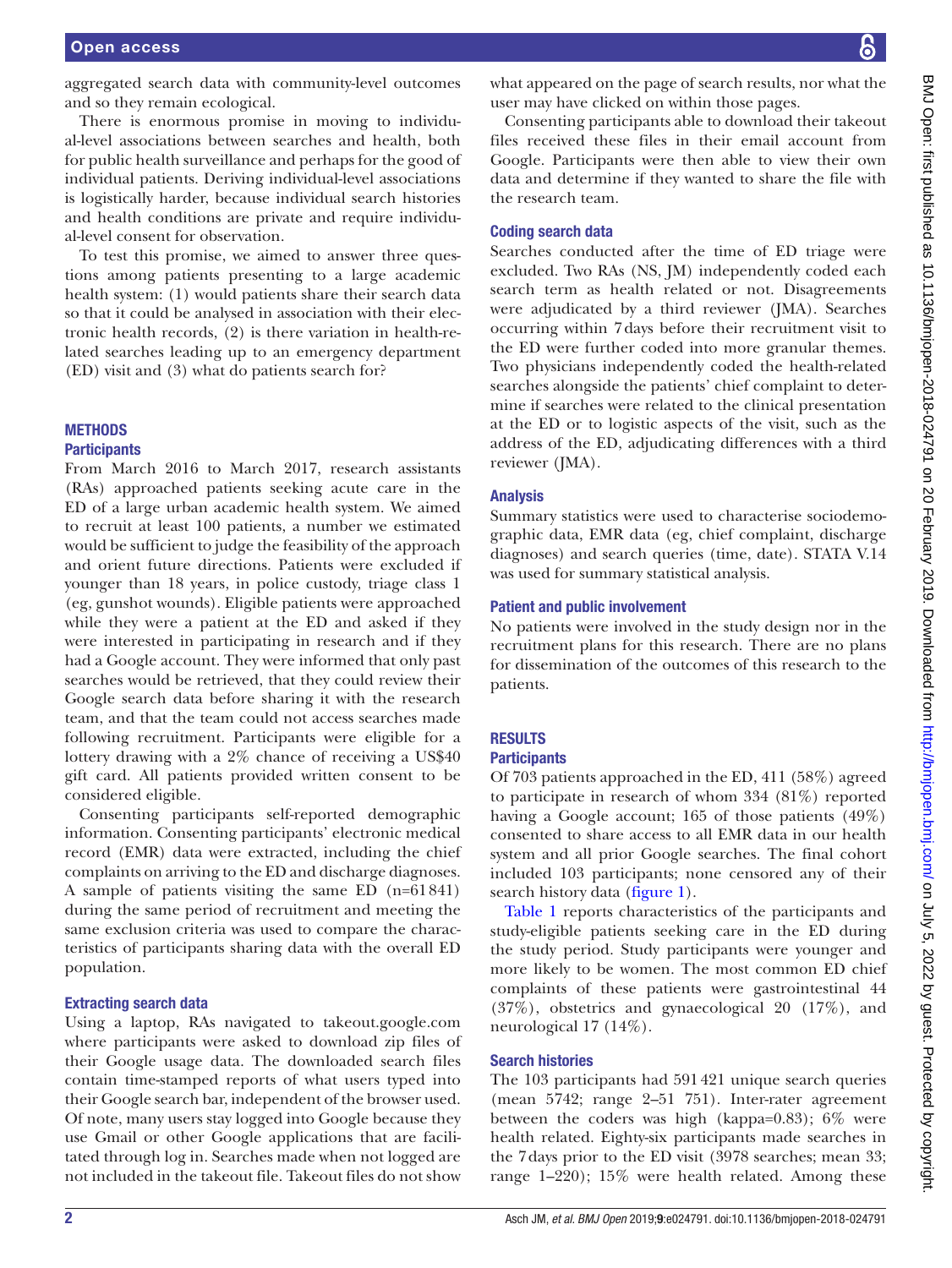aggregated search data with community-level outcomes and so they remain ecological.

There is enormous promise in moving to individual-level associations between searches and health, both for public health surveillance and perhaps for the good of individual patients. Deriving individual-level associations is logistically harder, because individual search histories and health conditions are private and require individual-level consent for observation.

To test this promise, we aimed to answer three questions among patients presenting to a large academic health system: (1) would patients share their search data so that it could be analysed in association with their electronic health records, (2) is there variation in health-related searches leading up to an emergency department (ED) visit and (3) what do patients search for?

## METHODS

### Participants

From March 2016 to March 2017, research assistants (RAs) approached patients seeking acute care in the ED of a large urban academic health system. We aimed to recruit at least 100 patients, a number we estimated would be sufficient to judge the feasibility of the approach and orient future directions. Patients were excluded if younger than 18 years, in police custody, triage class 1 (eg, gunshot wounds). Eligible patients were approached while they were a patient at the ED and asked if they were interested in participating in research and if they had a Google account. They were informed that only past searches would be retrieved, that they could review their Google search data before sharing it with the research team, and that the team could not access searches made following recruitment. Participants were eligible for a lottery drawing with a 2% chance of receiving a US$40 gift card. All patients provided written consent to be considered eligible.

Consenting participants self-reported demographic information. Consenting participants' electronic medical record (EMR) data were extracted, including the chief complaints on arriving to the ED and discharge diagnoses. A sample of patients visiting the same ED (n=61 841) during the same period of recruitment and meeting the same exclusion criteria was used to compare the characteristics of participants sharing data with the overall ED population.

### Extracting search data

Using a laptop, RAs navigated to takeout.google.com where participants were asked to download zip files of their Google usage data. The downloaded search files contain time-stamped reports of what users typed into their Google search bar, independent of the browser used. Of note, many users stay logged into Google because they use Gmail or other Google applications that are facilitated through log in. Searches made when not logged are not included in the takeout file. Takeout files do not show what appeared on the page of search results, nor what the user may have clicked on within those pages.

Consenting participants able to download their takeout files received these files in their email account from Google. Participants were then able to view their own data and determine if they wanted to share the file with the research team.

### Coding search data

Searches conducted after the time of ED triage were excluded. Two RAs (NS, JM) independently coded each search term as health related or not. Disagreements were adjudicated by a third reviewer (JMA). Searches occurring within 7 days before their recruitment visit to the ED were further coded into more granular themes. Two physicians independently coded the health-related searches alongside the patients' chief complaint to determine if searches were related to the clinical presentation at the ED or to logistic aspects of the visit, such as the address of the ED, adjudicating differences with a third reviewer (JMA).

### Analysis

Summary statistics were used to characterise sociodemographic data, EMR data (eg, chief complaint, discharge diagnoses) and search queries (time, date). STATA V.14 was used for summary statistical analysis.

### Patient and public involvement

No patients were involved in the study design nor in the recruitment plans for this research. There are no plans for dissemination of the outcomes of this research to the patients.

## RESULTS

### Participants

Of 703 patients approached in the ED, 411 (58%) agreed to participate in research of whom 334 (81%) reported having a Google account; 165 of those patients (49%) consented to share access to all EMR data in our health system and all prior Google searches. The final cohort included 103 participants; none censored any of their search history data (figure 1).

Table 1 reports characteristics of the participants and study-eligible patients seeking care in the ED during the study period. Study participants were younger and more likely to be women. The most common ED chief complaints of these patients were gastrointestinal 44 (37%), obstetrics and gynaecological 20 (17%), and neurological 17 (14%).

### Search histories

The 103 participants had 591 421 unique search queries (mean 5742; range 2–51 751). Inter-rater agreement between the coders was high (kappa=0.83); 6% were health related. Eighty-six participants made searches in the 7 days prior to the ED visit (3978 searches; mean 33; range 1–220); 15% were health related. Among these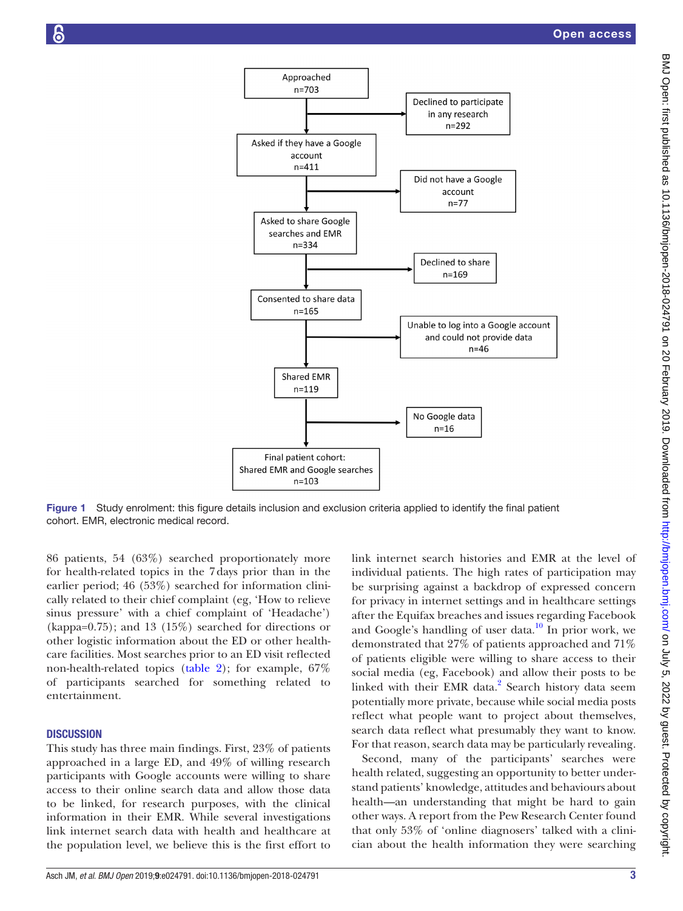Approached
n=703

Declined to participate in any research
n=292

Asked if they have a Google account
n=411

Did not have a Google account
n=77

Asked to share Google searches and EMR
n=334

Declined to share
n=169

Consented to share data
n=165

Unable to log into a Google account and could not provide data
n=46

Shared EMR
n=119

No Google data
n=16

Final patient cohort:
Shared EMR and Google searches
n=103

**Figure 1** Study enrolment: this figure details inclusion and exclusion criteria applied to identify the final patient cohort. EMR, electronic medical record.

86 patients, 54 (63%) searched proportionately more for health-related topics in the 7 days prior than in the earlier period; 46 (53%) searched for information clinically related to their chief complaint (eg, 'How to relieve sinus pressure' with a chief complaint of 'Headache') (kappa=0.75); and 13 (15%) searched for directions or other logistic information about the ED or other healthcare facilities. Most searches prior to an ED visit reflected non-health-related topics (table 2); for example, 67% of participants searched for something related to entertainment.

## DISCUSSION

This study has three main findings. First, 23% of patients approached in a large ED, and 49% of willing research participants with Google accounts were willing to share access to their online search data and allow those data to be linked, for research purposes, with the clinical information in their EMR. While several investigations link internet search data with health and healthcare at the population level, we believe this is the first effort to link internet search histories and EMR at the level of individual patients. The high rates of participation may be surprising against a backdrop of expressed concern for privacy in internet settings and in healthcare settings after the Equifax breaches and issues regarding Facebook and Google's handling of user data.[10] In prior work, we demonstrated that 27% of patients approached and 71% of patients eligible were willing to share access to their social media (eg, Facebook) and allow their posts to be linked with their EMR data.[2] Search history data seem potentially more private, because while social media posts reflect what people want to project about themselves, search data reflect what presumably they want to know. For that reason, search data may be particularly revealing.

Second, many of the participants' searches were health related, suggesting an opportunity to better understand patients' knowledge, attitudes and behaviours about health—an understanding that might be hard to gain other ways. A report from the Pew Research Center found that only 53% of 'online diagnosers' talked with a clinician about the health information they were searching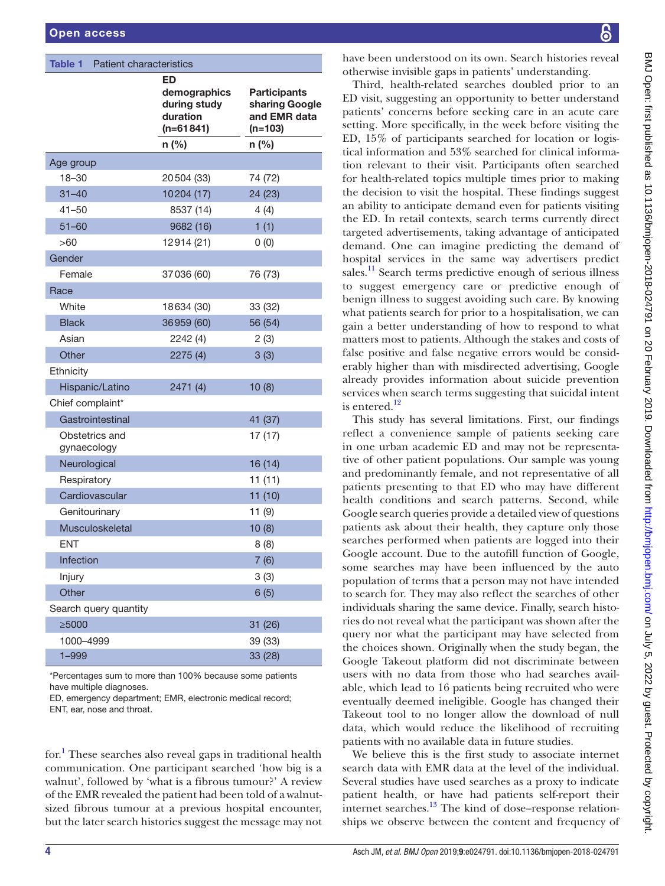**Table 1** Patient characteristics

| | ED demographics during study duration (n=61 841) | Participants sharing Google and EMR data (n=103) |
|---|---|---|
| | n (%) | n (%) |
| **Age group** | | |
| 18–30 | 20 504 (33) | 74 (72) |
| 31–40 | 10 204 (17) | 24 (23) |
| 41–50 | 8537 (14) | 4 (4) |
| 51–60 | 9682 (16) | 1 (1) |
| >60 | 12 914 (21) | 0 (0) |
| **Gender** | | |
| Female | 37 036 (60) | 76 (73) |
| **Race** | | |
| White | 18 634 (30) | 33 (32) |
| Black | 36 959 (60) | 56 (54) |
| Asian | 2242 (4) | 2 (3) |
| Other | 2275 (4) | 3 (3) |
| **Ethnicity** | | |
| Hispanic/Latino | 2471 (4) | 10 (8) |
| **Chief complaint*** | | |
| Gastrointestinal | | 41 (37) |
| Obstetrics and gynaecology | | 17 (17) |
| Neurological | | 16 (14) |
| Respiratory | | 11 (11) |
| Cardiovascular | | 11 (10) |
| Genitourinary | | 11 (9) |
| Musculoskeletal | | 10 (8) |
| ENT | | 8 (8) |
| Infection | | 7 (6) |
| Injury | | 3 (3) |
| Other | | 6 (5) |
| **Search query quantity** | | |
| ≥5000 | | 31 (26) |
| 1000–4999 | | 39 (33) |
| 1–999 | | 33 (28) |

*Percentages sum to more than 100% because some patients have multiple diagnoses.
ED, emergency department; EMR, electronic medical record; ENT, ear, nose and throat.

for.[1] These searches also reveal gaps in traditional health communication. One participant searched 'how big is a walnut', followed by 'what is a fibrous tumour?' A review of the EMR revealed the patient had been told of a walnut-sized fibrous tumour at a previous hospital encounter, but the later search histories suggest the message may not have been understood on its own. Search histories reveal otherwise invisible gaps in patients' understanding.

Third, health-related searches doubled prior to an ED visit, suggesting an opportunity to better understand patients' concerns before seeking care in an acute care setting. More specifically, in the week before visiting the ED, 15% of participants searched for location or logistical information and 53% searched for clinical information relevant to their visit. Participants often searched for health-related topics multiple times prior to making the decision to visit the hospital. These findings suggest an ability to anticipate demand even for patients visiting the ED. In retail contexts, search terms currently direct targeted advertisements, taking advantage of anticipated demand. One can imagine predicting the demand of hospital services in the same way advertisers predict sales.[11] Search terms predictive enough of serious illness to suggest emergency care or predictive enough of benign illness to suggest avoiding such care. By knowing what patients search for prior to a hospitalisation, we can gain a better understanding of how to respond to what matters most to patients. Although the stakes and costs of false positive and false negative errors would be considerably higher than with misdirected advertising, Google already provides information about suicide prevention services when search terms suggesting that suicidal intent is entered.[12]

This study has several limitations. First, our findings reflect a convenience sample of patients seeking care in one urban academic ED and may not be representative of other patient populations. Our sample was young and predominantly female, and not representative of all patients presenting to that ED who may have different health conditions and search patterns. Second, while Google search queries provide a detailed view of questions patients ask about their health, they capture only those searches performed when patients are logged into their Google account. Due to the autofill function of Google, some searches may have been influenced by the auto population of terms that a person may not have intended to search for. They may also reflect the searches of other individuals sharing the same device. Finally, search histories do not reveal what the participant was shown after the query nor what the participant may have selected from the choices shown. Originally when the study began, the Google Takeout platform did not discriminate between users with no data from those who had searches available, which lead to 16 patients being recruited who were eventually deemed ineligible. Google has changed their Takeout tool to no longer allow the download of null data, which would reduce the likelihood of recruiting patients with no available data in future studies.

We believe this is the first study to associate internet search data with EMR data at the level of the individual. Several studies have used searches as a proxy to indicate patient health, or have had patients self-report their internet searches.[13] The kind of dose–response relationships we observe between the content and frequency of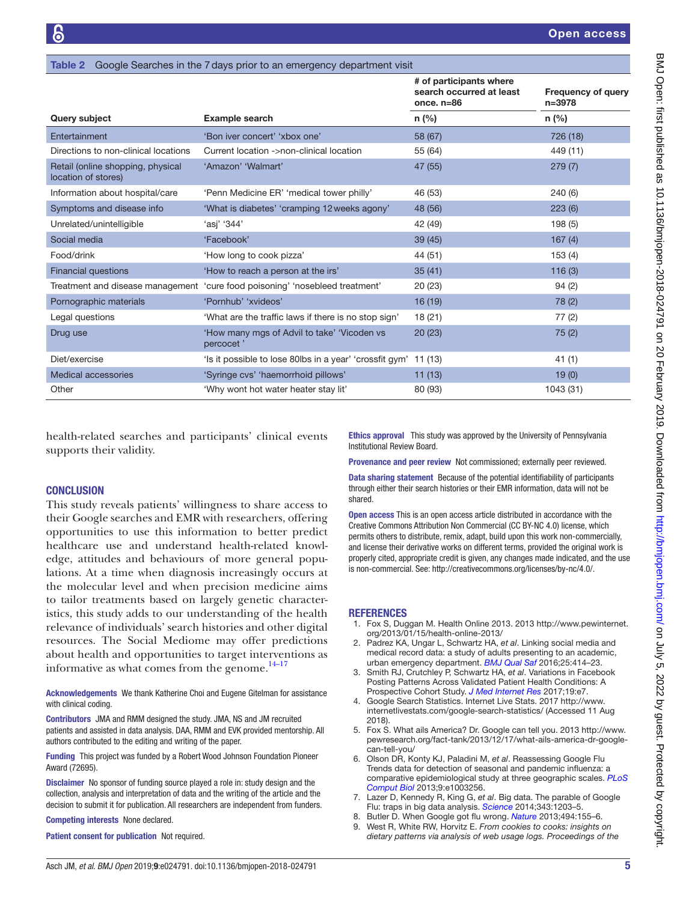**Table 2** Google Searches in the 7 days prior to an emergency department visit

| Query subject | Example search | # of participants where search occurred at least once. n=86 | Frequency of query n=3978 |
|---|---|---|---|
| | | n (%) | n (%) |
| Entertainment | 'Bon iver concert' 'xbox one' | 58 (67) | 726 (18) |
| Directions to non-clinical locations | Current location ->non-clinical location | 55 (64) | 449 (11) |
| Retail (online shopping, physical location of stores) | 'Amazon' 'Walmart' | 47 (55) | 279 (7) |
| Information about hospital/care | 'Penn Medicine ER' 'medical tower philly' | 46 (53) | 240 (6) |
| Symptoms and disease info | 'What is diabetes' 'cramping 12 weeks agony' | 48 (56) | 223 (6) |
| Unrelated/unintelligible | 'asj' '344' | 42 (49) | 198 (5) |
| Social media | 'Facebook' | 39 (45) | 167 (4) |
| Food/drink | 'How long to cook pizza' | 44 (51) | 153 (4) |
| Financial questions | 'How to reach a person at the irs' | 35 (41) | 116 (3) |
| Treatment and disease management | 'cure food poisoning' 'nosebleed treatment' | 20 (23) | 94 (2) |
| Pornographic materials | 'Pornhub' 'xvideos' | 16 (19) | 78 (2) |
| Legal questions | 'What are the traffic laws if there is no stop sign' | 18 (21) | 77 (2) |
| Drug use | 'How many mgs of Advil to take' 'Vicoden vs percocet ' | 20 (23) | 75 (2) |
| Diet/exercise | 'Is it possible to lose 80lbs in a year' 'crossfit gym' | 11 (13) | 41 (1) |
| Medical accessories | 'Syringe cvs' 'haemorrhoid pillows' | 11 (13) | 19 (0) |
| Other | 'Why wont hot water heater stay lit' | 80 (93) | 1043 (31) |

health-related searches and participants' clinical events supports their validity.

## CONCLUSION

This study reveals patients' willingness to share access to their Google searches and EMR with researchers, offering opportunities to use this information to better predict healthcare use and understand health-related knowledge, attitudes and behaviours of more general populations. At a time when diagnosis increasingly occurs at the molecular level and when precision medicine aims to tailor treatments based on largely genetic characteristics, this study adds to our understanding of the health relevance of individuals' search histories and other digital resources. The Social Mediome may offer predictions about health and opportunities to target interventions as informative as what comes from the genome.[14–17]

**Acknowledgements** We thank Katherine Choi and Eugene Gitelman for assistance with clinical coding.

**Contributors** JMA and RMM designed the study. JMA, NS and JM recruited patients and assisted in data analysis. DAA, RMM and EVK provided mentorship. All authors contributed to the editing and writing of the paper.

**Funding** This project was funded by a Robert Wood Johnson Foundation Pioneer Award (72695).

**Disclaimer** No sponsor of funding source played a role in: study design and the collection, analysis and interpretation of data and the writing of the article and the decision to submit it for publication. All researchers are independent from funders.

**Competing interests** None declared.

**Patient consent for publication** Not required.

**Ethics approval** This study was approved by the University of Pennsylvania Institutional Review Board.

**Provenance and peer review** Not commissioned; externally peer reviewed.

**Data sharing statement** Because of the potential identifiability of participants through either their search histories or their EMR information, data will not be shared.

**Open access** This is an open access article distributed in accordance with the Creative Commons Attribution Non Commercial (CC BY-NC 4.0) license, which permits others to distribute, remix, adapt, build upon this work non-commercially, and license their derivative works on different terms, provided the original work is properly cited, appropriate credit is given, any changes made indicated, and the use is non-commercial. See: http://creativecommons.org/licenses/by-nc/4.0/.

## REFERENCES

1. Fox S, Duggan M. Health Online 2013. 2013 http://www.pewinternet.org/2013/01/15/health-online-2013/
2. Padrez KA, Ungar L, Schwartz HA, *et al*. Linking social media and medical record data: a study of adults presenting to an academic, urban emergency department. *BMJ Qual Saf* 2016;25:414–23.
3. Smith RJ, Crutchley P, Schwartz HA, *et al*. Variations in Facebook Posting Patterns Across Validated Patient Health Conditions: A Prospective Cohort Study. *J Med Internet Res* 2017;19:e7.
4. Google Search Statistics. Internet Live Stats. 2017 http://www.internetlivestats.com/google-search-statistics/ (Accessed 11 Aug 2018).
5. Fox S. What ails America? Dr. Google can tell you. 2013 http://www.pewresearch.org/fact-tank/2013/12/17/what-ails-america-dr-google-can-tell-you/
6. Olson DR, Konty KJ, Paladini M, *et al*. Reassessing Google Flu Trends data for detection of seasonal and pandemic influenza: a comparative epidemiological study at three geographic scales. *PLoS Comput Biol* 2013;9:e1003256.
7. Lazer D, Kennedy R, King G, *et al*. Big data. The parable of Google Flu: traps in big data analysis. *Science* 2014;343:1203–5.
8. Butler D. When Google got flu wrong. *Nature* 2013;494:155–6.
9. West R, White RW, Horvitz E. *From cookies to cooks: insights on dietary patterns via analysis of web usage logs. Proceedings of the*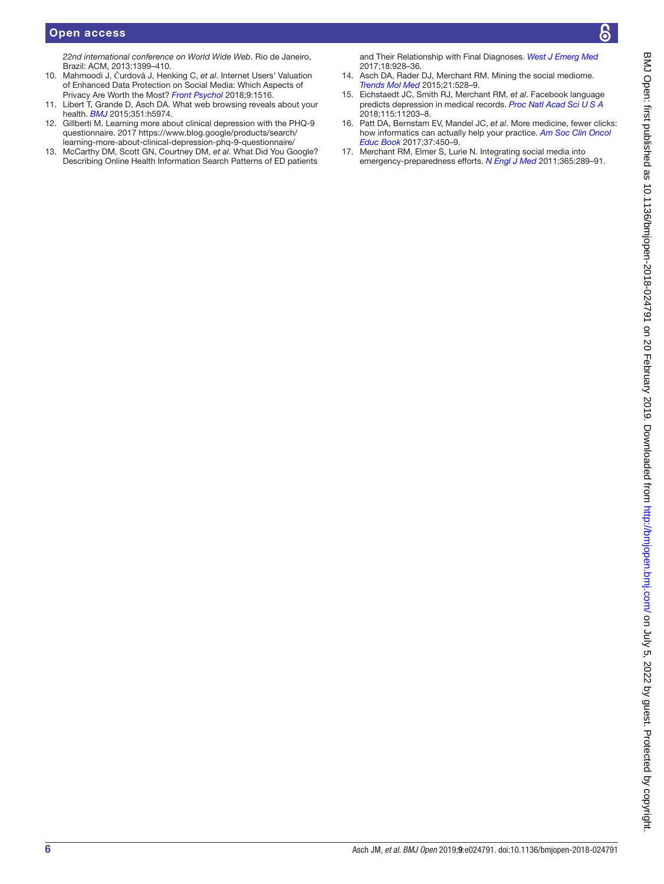*22nd international conference on World Wide Web*. Rio de Janeiro, Brazil: ACM, 2013:1399–410.

10. Mahmoodi J, Čurdová J, Henking C, *et al*. Internet Users' Valuation of Enhanced Data Protection on Social Media: Which Aspects of Privacy Are Worth the Most? *Front Psychol* 2018;9:1516.
11. Libert T, Grande D, Asch DA. What web browsing reveals about your health. *BMJ* 2015;351:h5974.
12. Gillberti M. Learning more about clinical depression with the PHQ-9 questionnaire. 2017 https://www.blog.google/products/search/learning-more-about-clinical-depression-phq-9-questionnaire/
13. McCarthy DM, Scott GN, Courtney DM, *et al*. What Did You Google? Describing Online Health Information Search Patterns of ED patients and Their Relationship with Final Diagnoses. *West J Emerg Med* 2017;18:928–36.
14. Asch DA, Rader DJ, Merchant RM. Mining the social mediome. *Trends Mol Med* 2015;21:528–9.
15. Eichstaedt JC, Smith RJ, Merchant RM, *et al*. Facebook language predicts depression in medical records. *Proc Natl Acad Sci U S A* 2018;115:11203–8.
16. Patt DA, Bernstam EV, Mandel JC, *et al*. More medicine, fewer clicks: how informatics can actually help your practice. *Am Soc Clin Oncol Educ Book* 2017;37:450–9.
17. Merchant RM, Elmer S, Lurie N. Integrating social media into emergency-preparedness efforts. *N Engl J Med* 2011;365:289–91.